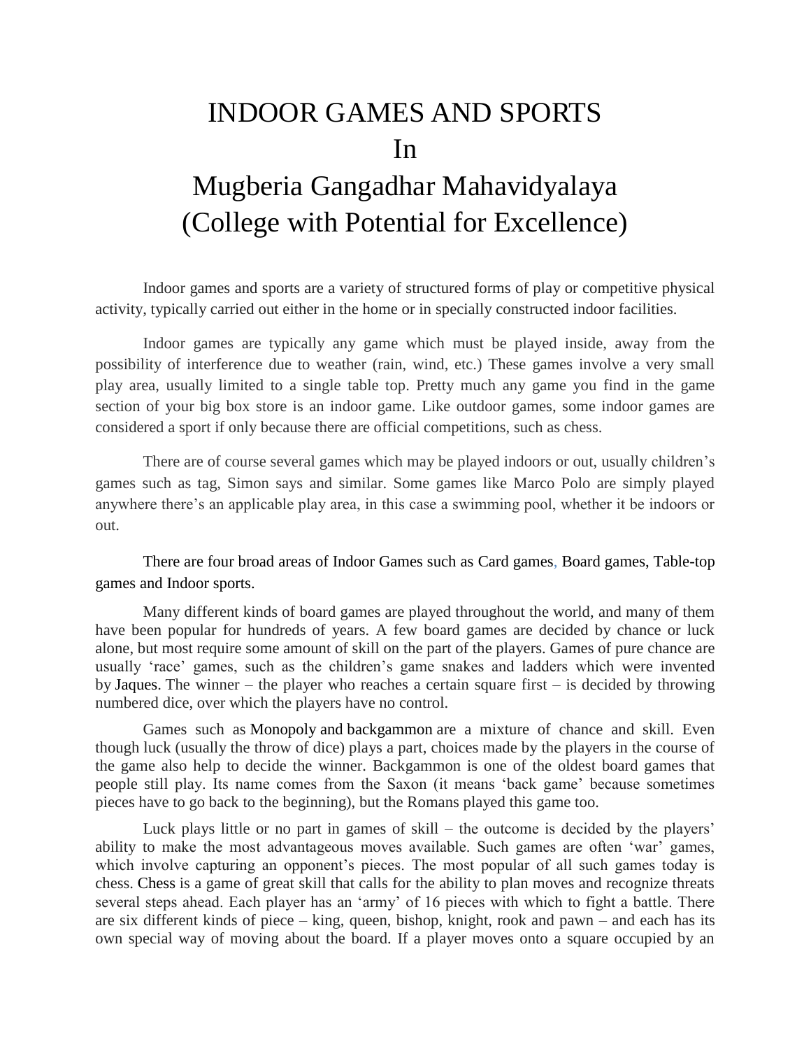# INDOOR GAMES AND SPORTS
# In
# Mugberia Gangadhar Mahavidyalaya
# (College with Potential for Excellence)

Indoor games and sports are a variety of structured forms of play or competitive physical activity, typically carried out either in the home or in specially constructed indoor facilities.

Indoor games are typically any game which must be played inside, away from the possibility of interference due to weather (rain, wind, etc.) These games involve a very small play area, usually limited to a single table top. Pretty much any game you find in the game section of your big box store is an indoor game. Like outdoor games, some indoor games are considered a sport if only because there are official competitions, such as chess.

There are of course several games which may be played indoors or out, usually children's games such as tag, Simon says and similar. Some games like Marco Polo are simply played anywhere there's an applicable play area, in this case a swimming pool, whether it be indoors or out.

There are four broad areas of Indoor Games such as Card games, Board games, Table-top games and Indoor sports.

Many different kinds of board games are played throughout the world, and many of them have been popular for hundreds of years. A few board games are decided by chance or luck alone, but most require some amount of skill on the part of the players. Games of pure chance are usually 'race' games, such as the children's game snakes and ladders which were invented by Jaques. The winner – the player who reaches a certain square first – is decided by throwing numbered dice, over which the players have no control.

Games such as Monopoly and backgammon are a mixture of chance and skill. Even though luck (usually the throw of dice) plays a part, choices made by the players in the course of the game also help to decide the winner. Backgammon is one of the oldest board games that people still play. Its name comes from the Saxon (it means 'back game' because sometimes pieces have to go back to the beginning), but the Romans played this game too.

Luck plays little or no part in games of skill – the outcome is decided by the players' ability to make the most advantageous moves available. Such games are often 'war' games, which involve capturing an opponent's pieces. The most popular of all such games today is chess. Chess is a game of great skill that calls for the ability to plan moves and recognize threats several steps ahead. Each player has an 'army' of 16 pieces with which to fight a battle. There are six different kinds of piece – king, queen, bishop, knight, rook and pawn – and each has its own special way of moving about the board. If a player moves onto a square occupied by an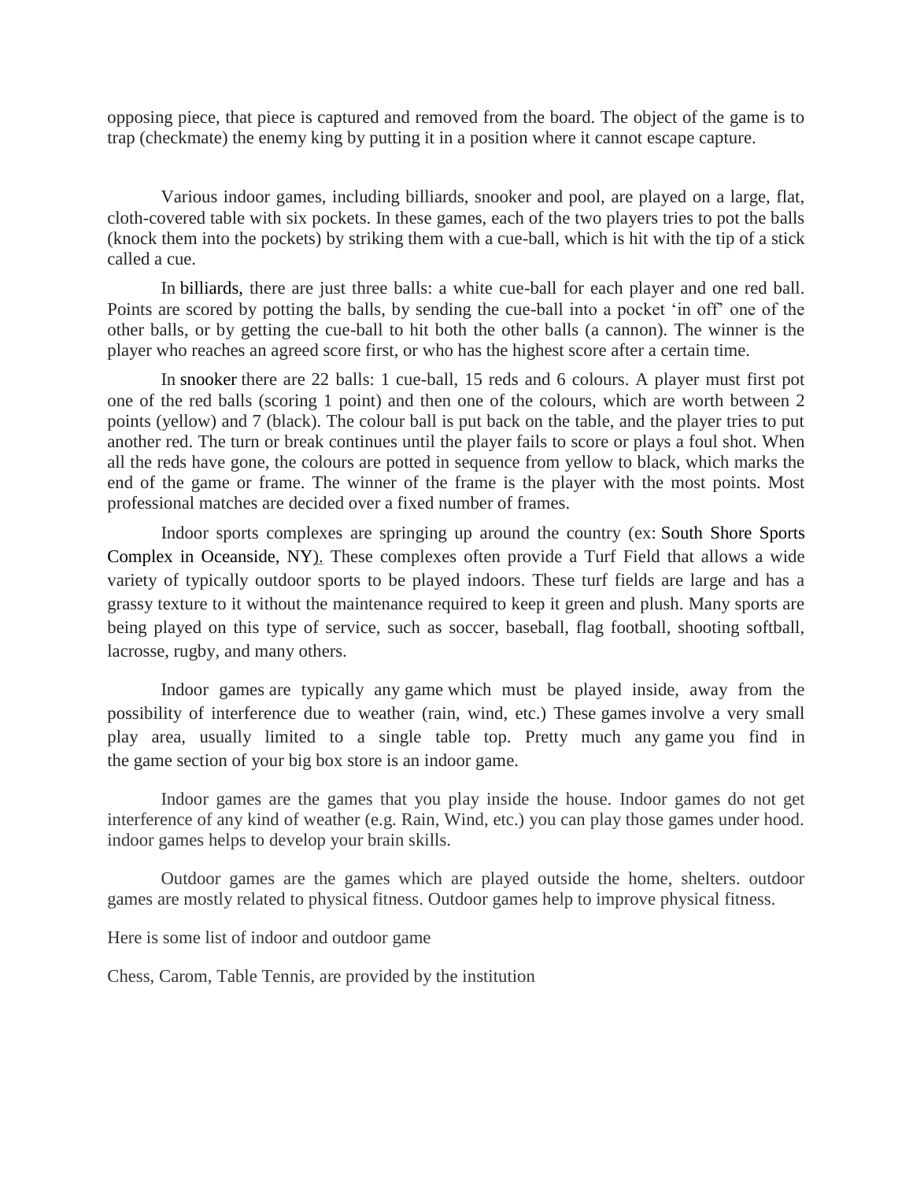opposing piece, that piece is captured and removed from the board. The object of the game is to trap (checkmate) the enemy king by putting it in a position where it cannot escape capture.

Various indoor games, including billiards, snooker and pool, are played on a large, flat, cloth-covered table with six pockets. In these games, each of the two players tries to pot the balls (knock them into the pockets) by striking them with a cue-ball, which is hit with the tip of a stick called a cue.

In billiards, there are just three balls: a white cue-ball for each player and one red ball. Points are scored by potting the balls, by sending the cue-ball into a pocket 'in off' one of the other balls, or by getting the cue-ball to hit both the other balls (a cannon). The winner is the player who reaches an agreed score first, or who has the highest score after a certain time.

In snooker there are 22 balls: 1 cue-ball, 15 reds and 6 colours. A player must first pot one of the red balls (scoring 1 point) and then one of the colours, which are worth between 2 points (yellow) and 7 (black). The colour ball is put back on the table, and the player tries to put another red. The turn or break continues until the player fails to score or plays a foul shot. When all the reds have gone, the colours are potted in sequence from yellow to black, which marks the end of the game or frame. The winner of the frame is the player with the most points. Most professional matches are decided over a fixed number of frames.

Indoor sports complexes are springing up around the country (ex: South Shore Sports Complex in Oceanside, NY). These complexes often provide a Turf Field that allows a wide variety of typically outdoor sports to be played indoors. These turf fields are large and has a grassy texture to it without the maintenance required to keep it green and plush. Many sports are being played on this type of service, such as soccer, baseball, flag football, shooting softball, lacrosse, rugby, and many others.

Indoor games are typically any game which must be played inside, away from the possibility of interference due to weather (rain, wind, etc.) These games involve a very small play area, usually limited to a single table top. Pretty much any game you find in the game section of your big box store is an indoor game.

Indoor games are the games that you play inside the house. Indoor games do not get interference of any kind of weather (e.g. Rain, Wind, etc.) you can play those games under hood. indoor games helps to develop your brain skills.

Outdoor games are the games which are played outside the home, shelters. outdoor games are mostly related to physical fitness. Outdoor games help to improve physical fitness.

Here is some list of indoor and outdoor game

Chess, Carom, Table Tennis, are provided by the institution